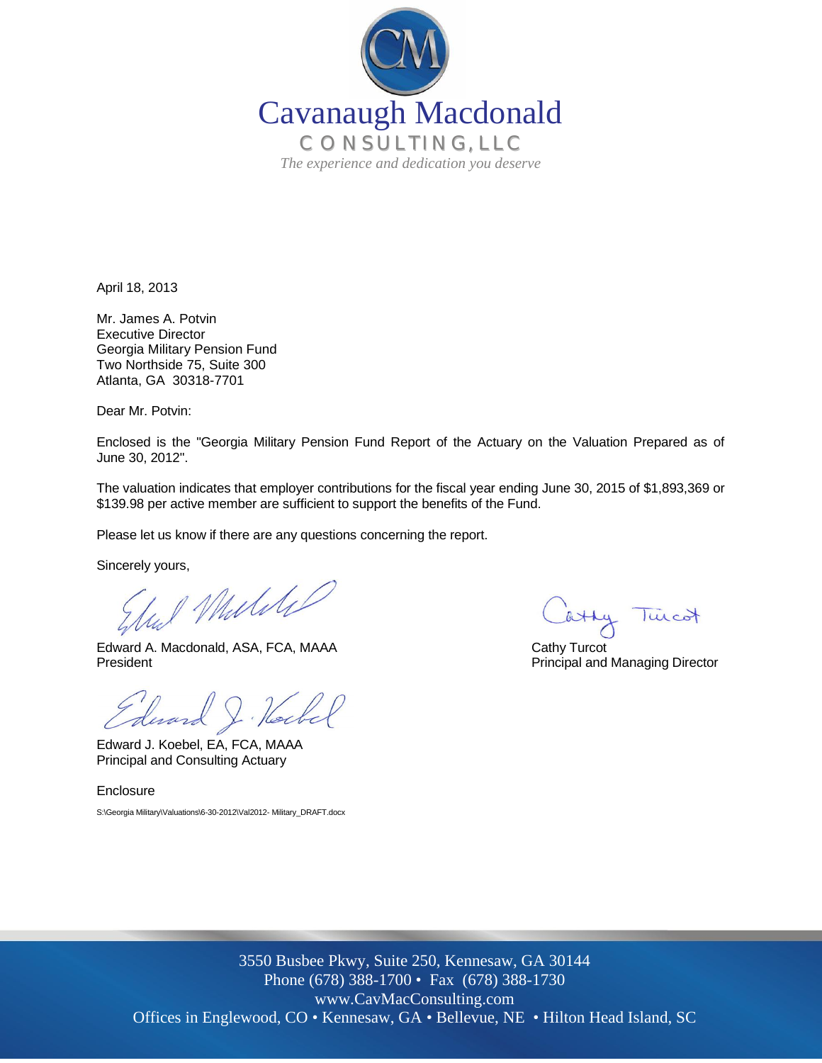# Cavanaugh Macdonald

**CONSULTING, LLC**

*The experience and dedication you deserve*

April 18, 2013

Mr. James A. Potvin
Executive Director
Georgia Military Pension Fund
Two Northside 75, Suite 300
Atlanta, GA 30318-7701

Dear Mr. Potvin:

Enclosed is the "Georgia Military Pension Fund Report of the Actuary on the Valuation Prepared as of June 30, 2012".

The valuation indicates that employer contributions for the fiscal year ending June 30, 2015 of $1,893,369 or $139.98 per active member are sufficient to support the benefits of the Fund.

Please let us know if there are any questions concerning the report.

Sincerely yours,

Edward A. Macdonald, ASA, FCA, MAAA
President

Cathy Turcot
Principal and Managing Director

Edward J. Koebel, EA, FCA, MAAA
Principal and Consulting Actuary

Enclosure

S:\Georgia Military\Valuations\6-30-2012\Val2012- Military_DRAFT.docx

3550 Busbee Pkwy, Suite 250, Kennesaw, GA 30144
Phone (678) 388-1700 • Fax (678) 388-1730
www.CavMacConsulting.com
Offices in Englewood, CO • Kennesaw, GA • Bellevue, NE • Hilton Head Island, SC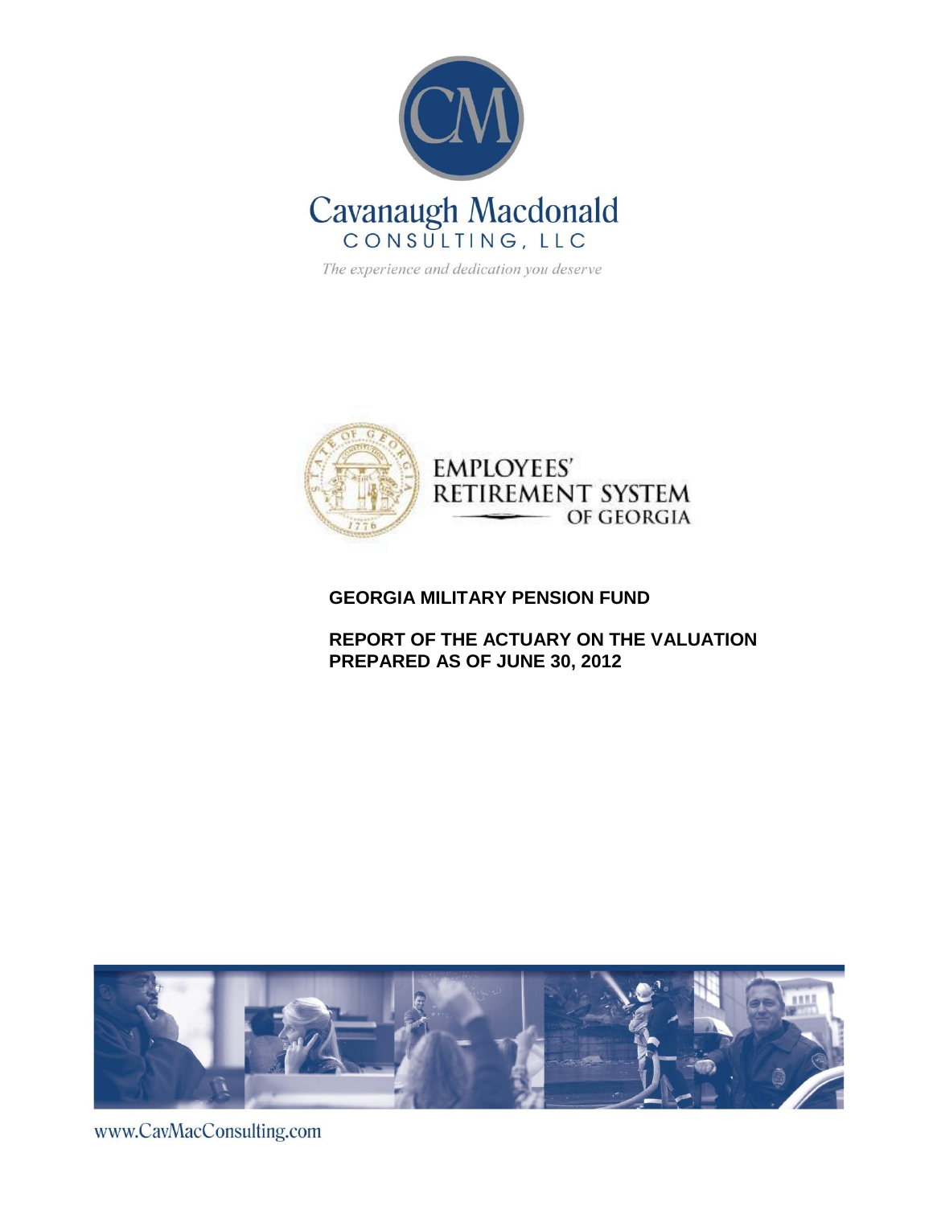Cavanaugh Macdonald

CONSULTING, LLC

*The experience and dedication you deserve*

EMPLOYEES' RETIREMENT SYSTEM OF GEORGIA

**GEORGIA MILITARY PENSION FUND**

**REPORT OF THE ACTUARY ON THE VALUATION PREPARED AS OF JUNE 30, 2012**

www.CavMacConsulting.com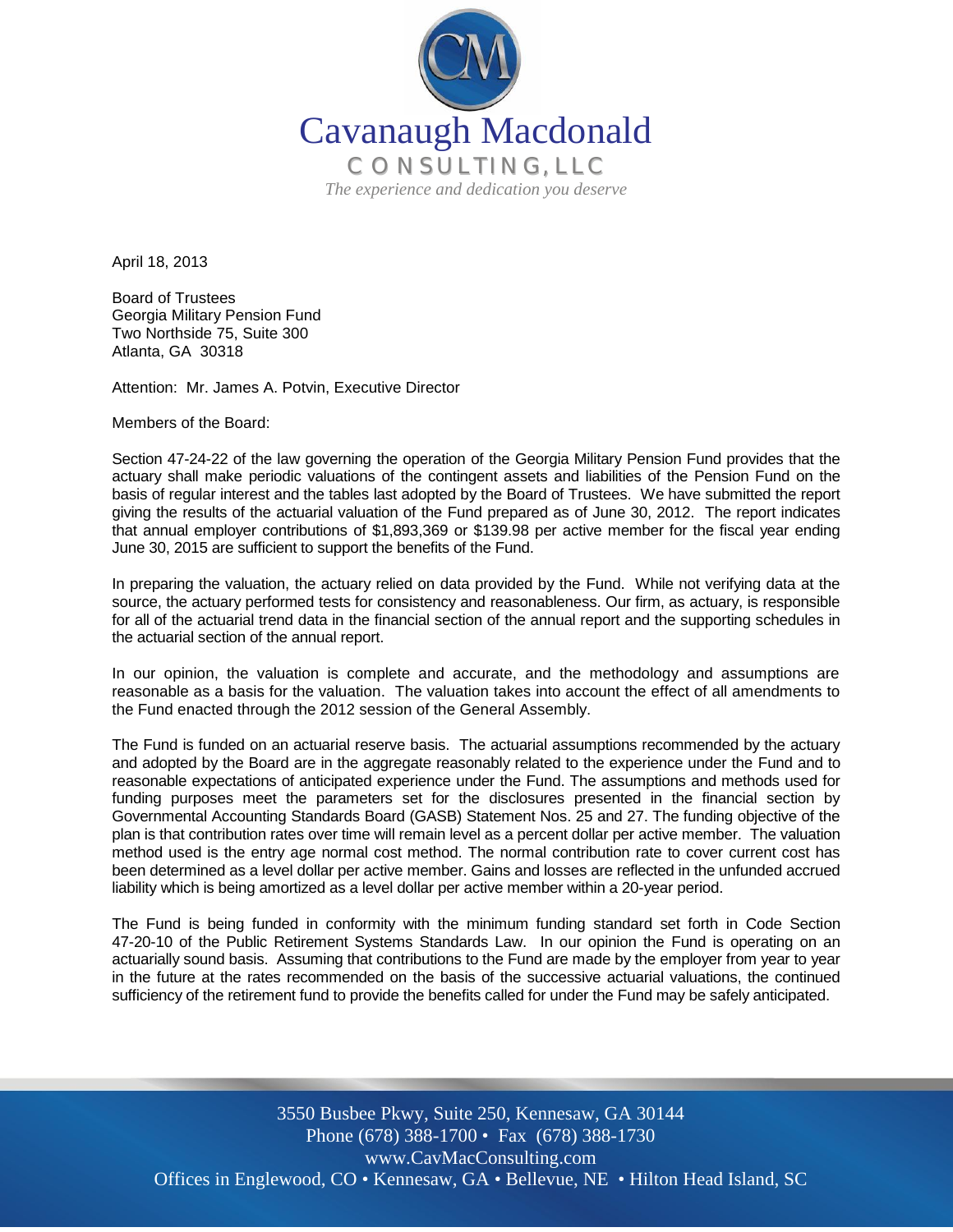Cavanaugh Macdonald
CONSULTING, LLC
*The experience and dedication you deserve*

April 18, 2013

Board of Trustees
Georgia Military Pension Fund
Two Northside 75, Suite 300
Atlanta, GA 30318

Attention: Mr. James A. Potvin, Executive Director

Members of the Board:

Section 47-24-22 of the law governing the operation of the Georgia Military Pension Fund provides that the actuary shall make periodic valuations of the contingent assets and liabilities of the Pension Fund on the basis of regular interest and the tables last adopted by the Board of Trustees. We have submitted the report giving the results of the actuarial valuation of the Fund prepared as of June 30, 2012. The report indicates that annual employer contributions of $1,893,369 or $139.98 per active member for the fiscal year ending June 30, 2015 are sufficient to support the benefits of the Fund.

In preparing the valuation, the actuary relied on data provided by the Fund. While not verifying data at the source, the actuary performed tests for consistency and reasonableness. Our firm, as actuary, is responsible for all of the actuarial trend data in the financial section of the annual report and the supporting schedules in the actuarial section of the annual report.

In our opinion, the valuation is complete and accurate, and the methodology and assumptions are reasonable as a basis for the valuation. The valuation takes into account the effect of all amendments to the Fund enacted through the 2012 session of the General Assembly.

The Fund is funded on an actuarial reserve basis. The actuarial assumptions recommended by the actuary and adopted by the Board are in the aggregate reasonably related to the experience under the Fund and to reasonable expectations of anticipated experience under the Fund. The assumptions and methods used for funding purposes meet the parameters set for the disclosures presented in the financial section by Governmental Accounting Standards Board (GASB) Statement Nos. 25 and 27. The funding objective of the plan is that contribution rates over time will remain level as a percent dollar per active member. The valuation method used is the entry age normal cost method. The normal contribution rate to cover current cost has been determined as a level dollar per active member. Gains and losses are reflected in the unfunded accrued liability which is being amortized as a level dollar per active member within a 20-year period.

The Fund is being funded in conformity with the minimum funding standard set forth in Code Section 47-20-10 of the Public Retirement Systems Standards Law. In our opinion the Fund is operating on an actuarially sound basis. Assuming that contributions to the Fund are made by the employer from year to year in the future at the rates recommended on the basis of the successive actuarial valuations, the continued sufficiency of the retirement fund to provide the benefits called for under the Fund may be safely anticipated.

3550 Busbee Pkwy, Suite 250, Kennesaw, GA 30144
Phone (678) 388-1700 • Fax (678) 388-1730
www.CavMacConsulting.com
Offices in Englewood, CO • Kennesaw, GA • Bellevue, NE • Hilton Head Island, SC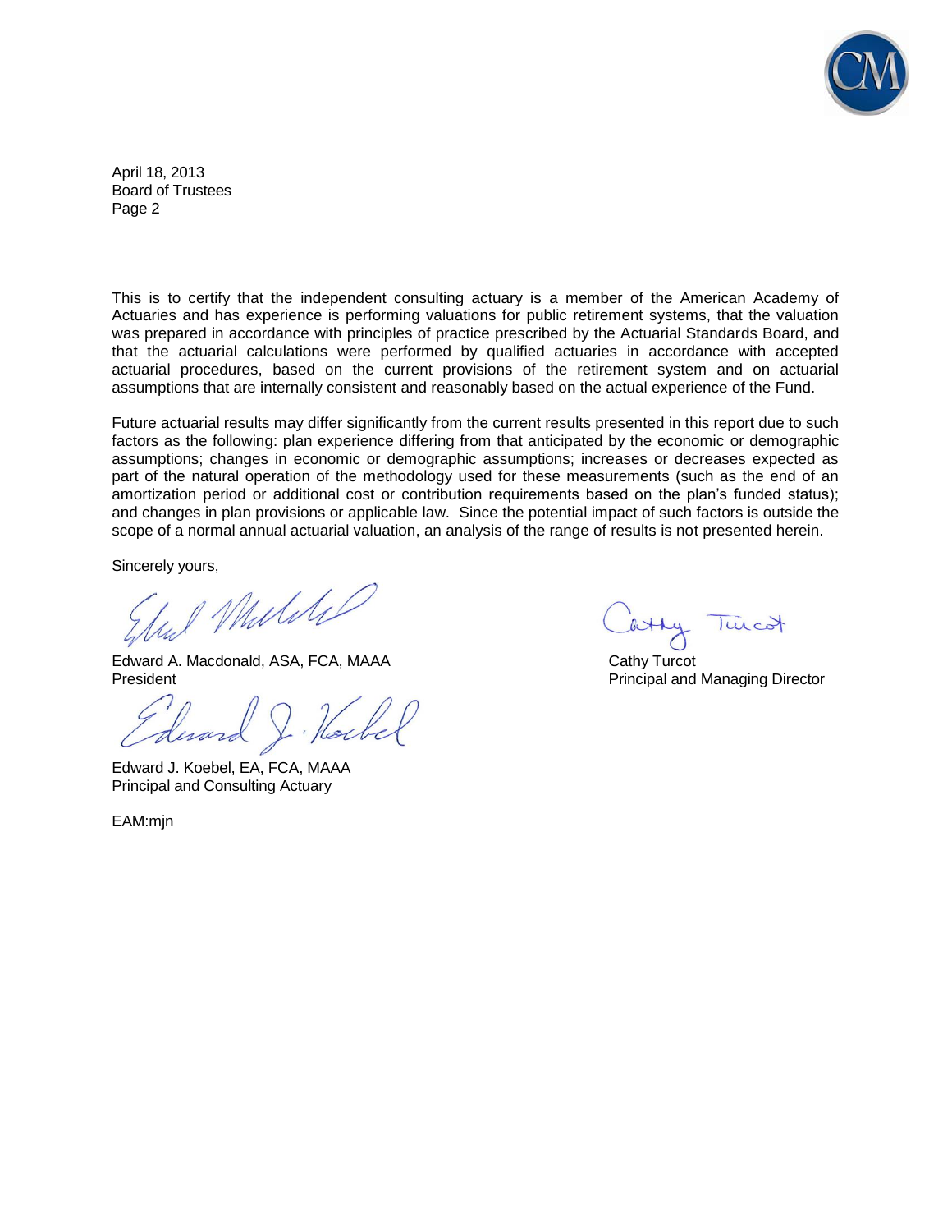April 18, 2013
Board of Trustees
Page 2

This is to certify that the independent consulting actuary is a member of the American Academy of Actuaries and has experience is performing valuations for public retirement systems, that the valuation was prepared in accordance with principles of practice prescribed by the Actuarial Standards Board, and that the actuarial calculations were performed by qualified actuaries in accordance with accepted actuarial procedures, based on the current provisions of the retirement system and on actuarial assumptions that are internally consistent and reasonably based on the actual experience of the Fund.

Future actuarial results may differ significantly from the current results presented in this report due to such factors as the following: plan experience differing from that anticipated by the economic or demographic assumptions; changes in economic or demographic assumptions; increases or decreases expected as part of the natural operation of the methodology used for these measurements (such as the end of an amortization period or additional cost or contribution requirements based on the plan's funded status); and changes in plan provisions or applicable law. Since the potential impact of such factors is outside the scope of a normal annual actuarial valuation, an analysis of the range of results is not presented herein.

Sincerely yours,

Edward A. Macdonald, ASA, FCA, MAAA
President

Edward J. Koebel, EA, FCA, MAAA
Principal and Consulting Actuary

Cathy Turcot
Principal and Managing Director

EAM:mjn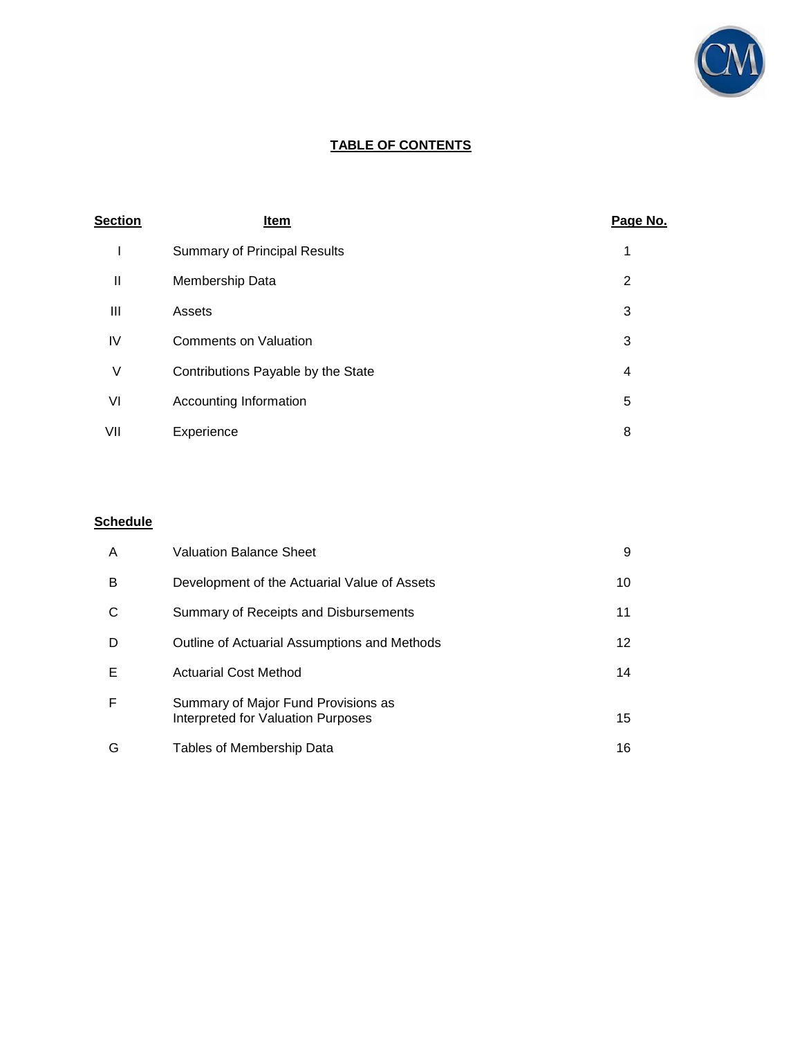# TABLE OF CONTENTS

| Section | Item | Page No. |
|---|---|---|
| I | Summary of Principal Results | 1 |
| II | Membership Data | 2 |
| III | Assets | 3 |
| IV | Comments on Valuation | 3 |
| V | Contributions Payable by the State | 4 |
| VI | Accounting Information | 5 |
| VII | Experience | 8 |

| Schedule | | |
|---|---|---|
| A | Valuation Balance Sheet | 9 |
| B | Development of the Actuarial Value of Assets | 10 |
| C | Summary of Receipts and Disbursements | 11 |
| D | Outline of Actuarial Assumptions and Methods | 12 |
| E | Actuarial Cost Method | 14 |
| F | Summary of Major Fund Provisions as Interpreted for Valuation Purposes | 15 |
| G | Tables of Membership Data | 16 |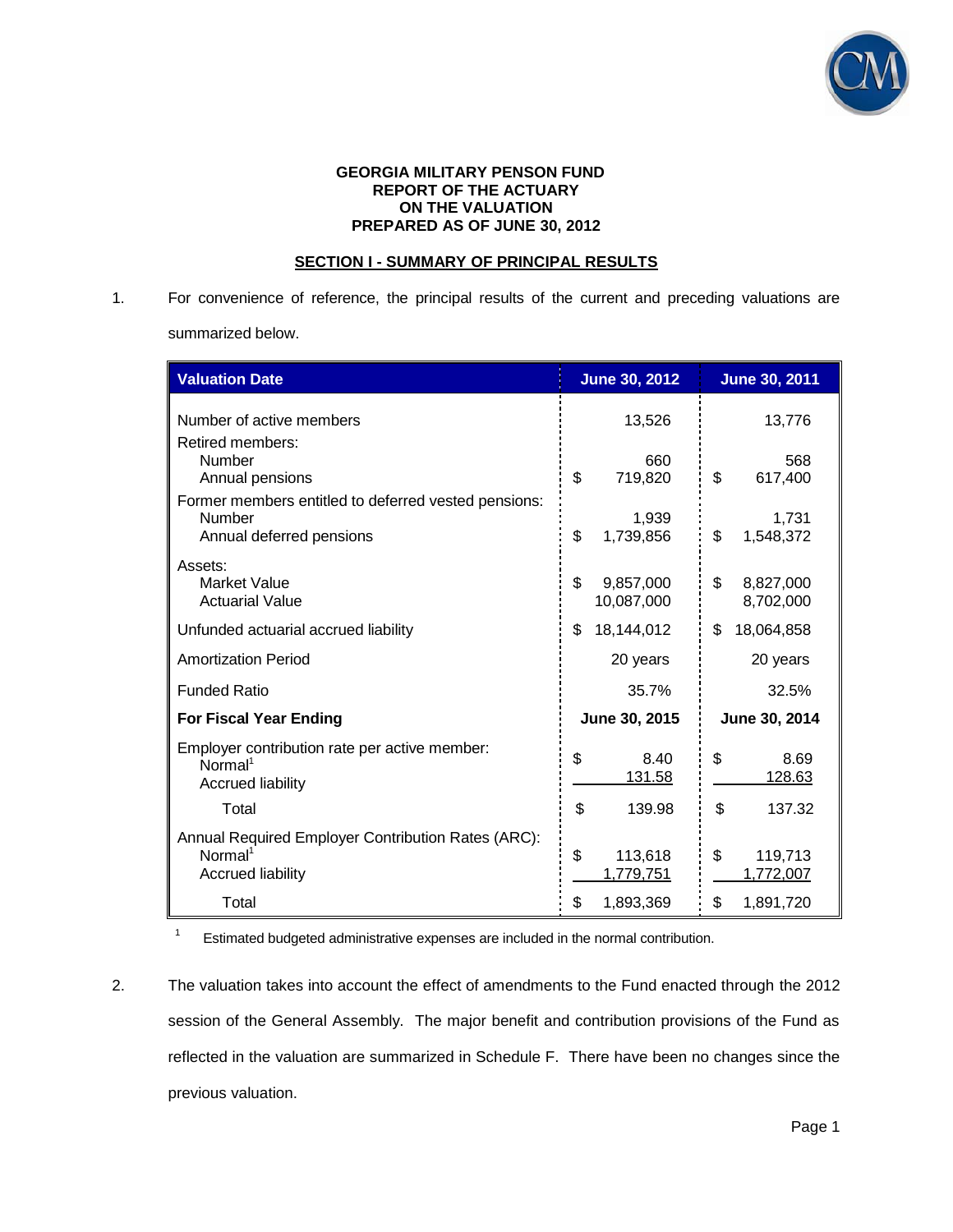**GEORGIA MILITARY PENSON FUND**
**REPORT OF THE ACTUARY**
**ON THE VALUATION**
**PREPARED AS OF JUNE 30, 2012**

## SECTION I - SUMMARY OF PRINCIPAL RESULTS

1. For convenience of reference, the principal results of the current and preceding valuations are summarized below.

| Valuation Date | June 30, 2012 | June 30, 2011 |
|---|---|---|
| Number of active members | 13,526 | 13,776 |
| Retired members: | | |
| Number | 660 | 568 |
| Annual pensions | $ 719,820 | $ 617,400 |
| Former members entitled to deferred vested pensions: | | |
| Number | 1,939 | 1,731 |
| Annual deferred pensions | $ 1,739,856 | $ 1,548,372 |
| Assets: | | |
| Market Value | $ 9,857,000 | $ 8,827,000 |
| Actuarial Value | 10,087,000 | 8,702,000 |
| Unfunded actuarial accrued liability | $ 18,144,012 | $ 18,064,858 |
| Amortization Period | 20 years | 20 years |
| Funded Ratio | 35.7% | 32.5% |
| **For Fiscal Year Ending** | **June 30, 2015** | **June 30, 2014** |
| Employer contribution rate per active member: | | |
| Normal[1] | $ 8.40 | $ 8.69 |
| Accrued liability | 131.58 | 128.63 |
| Total | $ 139.98 | $ 137.32 |
| Annual Required Employer Contribution Rates (ARC): | | |
| Normal[1] | $ 113,618 | $ 119,713 |
| Accrued liability | 1,779,751 | 1,772,007 |
| Total | $ 1,893,369 | $ 1,891,720 |

[1] Estimated budgeted administrative expenses are included in the normal contribution.

2. The valuation takes into account the effect of amendments to the Fund enacted through the 2012 session of the General Assembly. The major benefit and contribution provisions of the Fund as reflected in the valuation are summarized in Schedule F. There have been no changes since the previous valuation.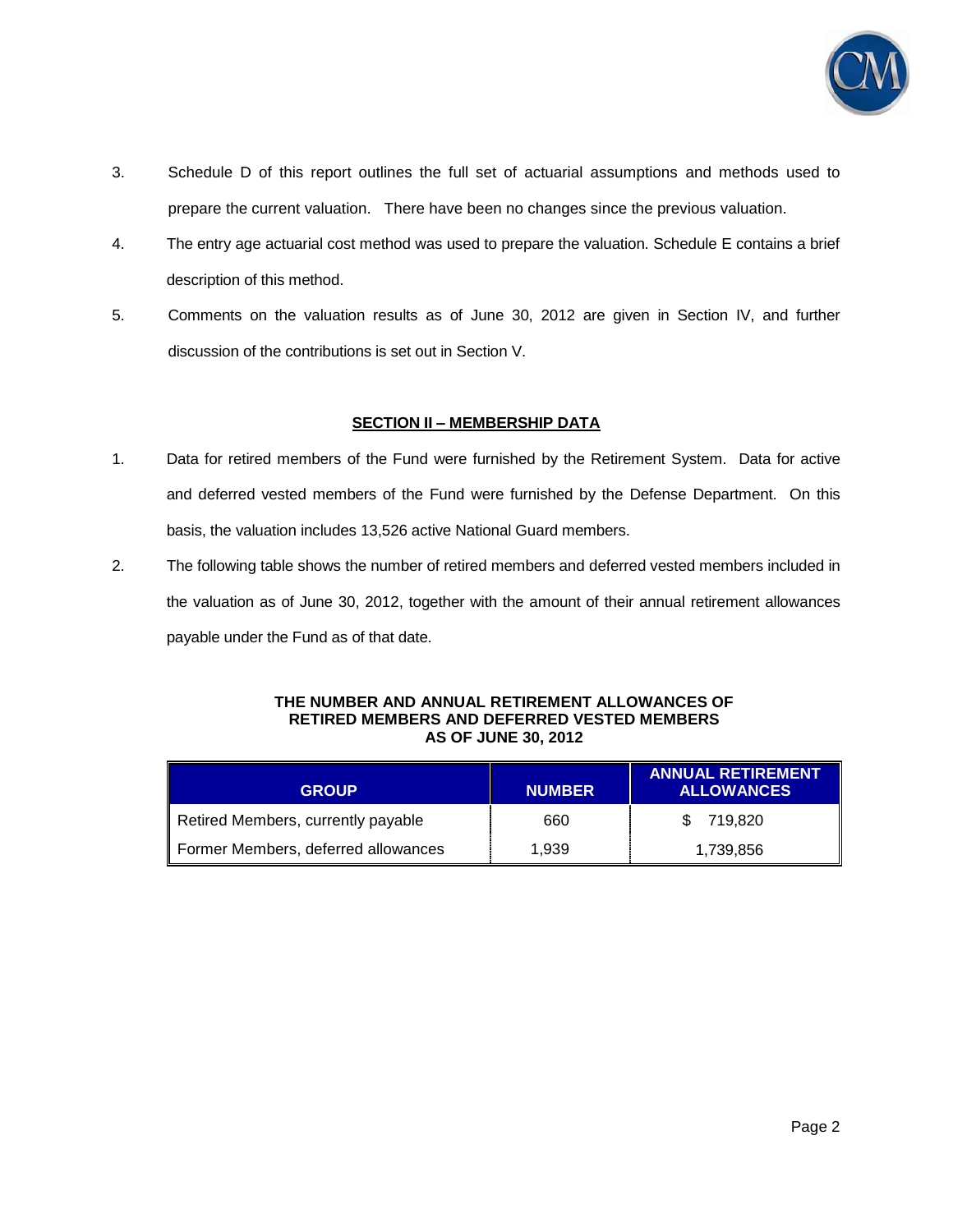3. Schedule D of this report outlines the full set of actuarial assumptions and methods used to prepare the current valuation. There have been no changes since the previous valuation.

4. The entry age actuarial cost method was used to prepare the valuation. Schedule E contains a brief description of this method.

5. Comments on the valuation results as of June 30, 2012 are given in Section IV, and further discussion of the contributions is set out in Section V.

## SECTION II – MEMBERSHIP DATA

1. Data for retired members of the Fund were furnished by the Retirement System. Data for active and deferred vested members of the Fund were furnished by the Defense Department. On this basis, the valuation includes 13,526 active National Guard members.

2. The following table shows the number of retired members and deferred vested members included in the valuation as of June 30, 2012, together with the amount of their annual retirement allowances payable under the Fund as of that date.

**THE NUMBER AND ANNUAL RETIREMENT ALLOWANCES OF RETIRED MEMBERS AND DEFERRED VESTED MEMBERS AS OF JUNE 30, 2012**

| GROUP | NUMBER | ANNUAL RETIREMENT ALLOWANCES |
|---|---|---|
| Retired Members, currently payable | 660 | $ 719,820 |
| Former Members, deferred allowances | 1,939 | 1,739,856 |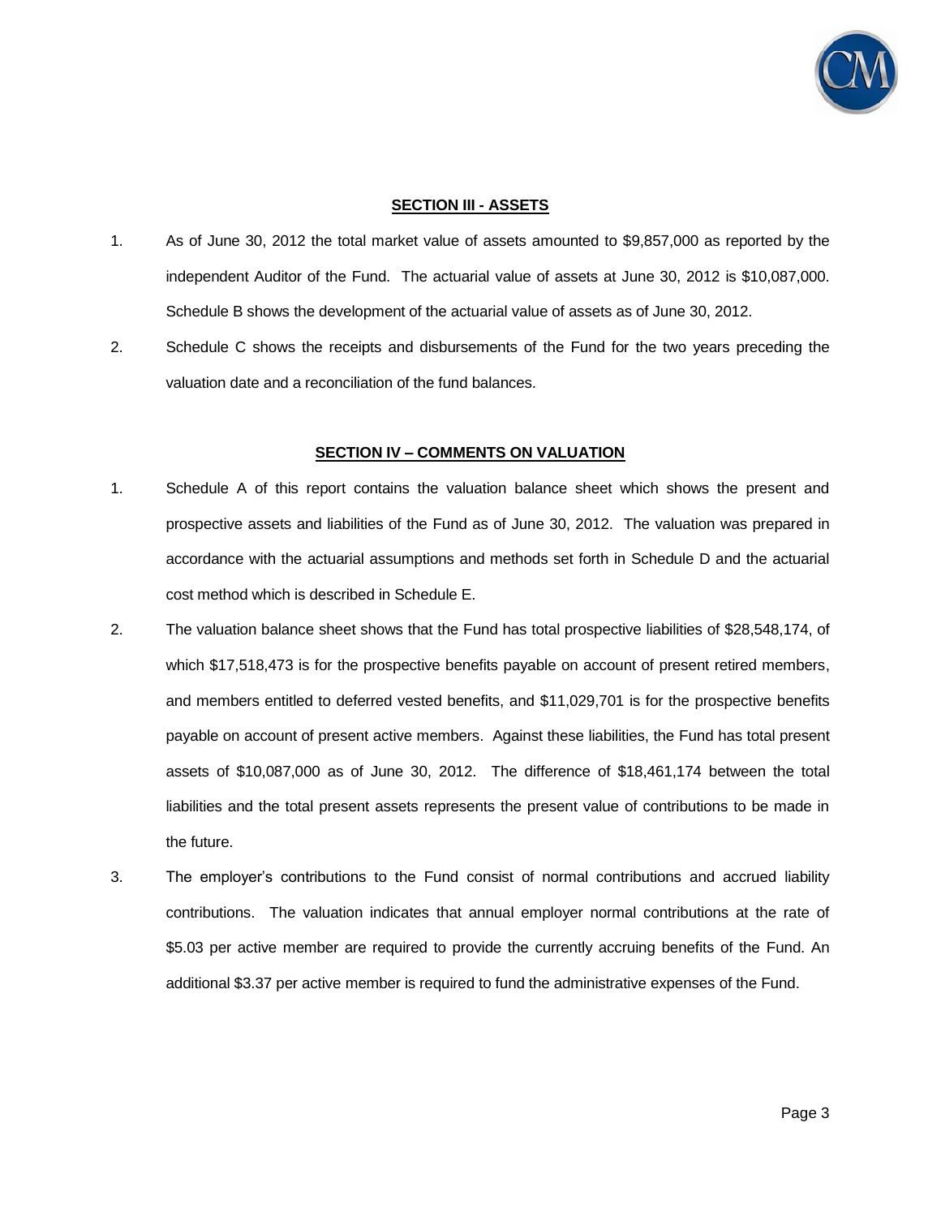## SECTION III - ASSETS

1. As of June 30, 2012 the total market value of assets amounted to $9,857,000 as reported by the independent Auditor of the Fund. The actuarial value of assets at June 30, 2012 is $10,087,000. Schedule B shows the development of the actuarial value of assets as of June 30, 2012.

2. Schedule C shows the receipts and disbursements of the Fund for the two years preceding the valuation date and a reconciliation of the fund balances.

## SECTION IV – COMMENTS ON VALUATION

1. Schedule A of this report contains the valuation balance sheet which shows the present and prospective assets and liabilities of the Fund as of June 30, 2012. The valuation was prepared in accordance with the actuarial assumptions and methods set forth in Schedule D and the actuarial cost method which is described in Schedule E.

2. The valuation balance sheet shows that the Fund has total prospective liabilities of $28,548,174, of which $17,518,473 is for the prospective benefits payable on account of present retired members, and members entitled to deferred vested benefits, and $11,029,701 is for the prospective benefits payable on account of present active members. Against these liabilities, the Fund has total present assets of $10,087,000 as of June 30, 2012. The difference of $18,461,174 between the total liabilities and the total present assets represents the present value of contributions to be made in the future.

3. The employer's contributions to the Fund consist of normal contributions and accrued liability contributions. The valuation indicates that annual employer normal contributions at the rate of $5.03 per active member are required to provide the currently accruing benefits of the Fund. An additional $3.37 per active member is required to fund the administrative expenses of the Fund.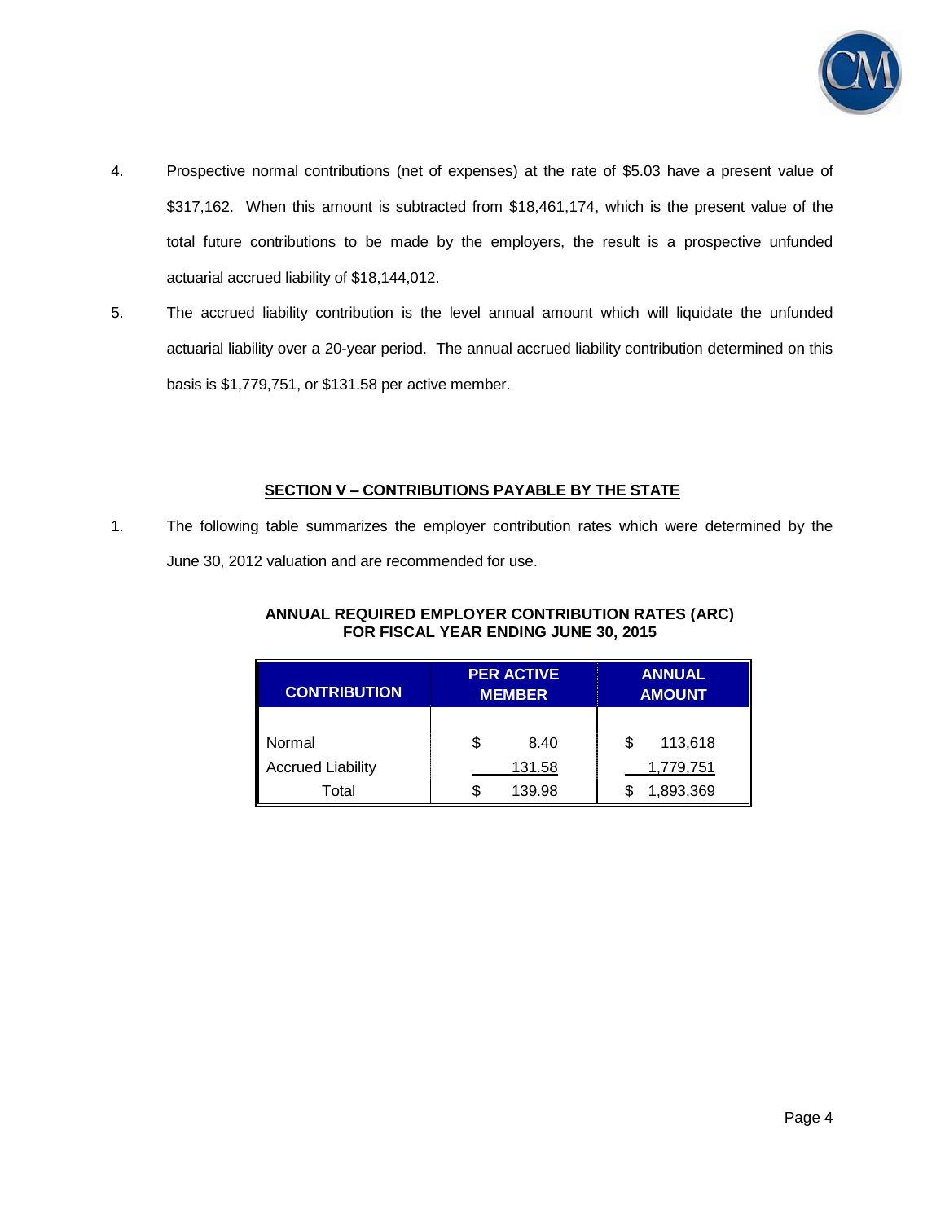4. Prospective normal contributions (net of expenses) at the rate of $5.03 have a present value of $317,162. When this amount is subtracted from $18,461,174, which is the present value of the total future contributions to be made by the employers, the result is a prospective unfunded actuarial accrued liability of $18,144,012.

5. The accrued liability contribution is the level annual amount which will liquidate the unfunded actuarial liability over a 20-year period. The annual accrued liability contribution determined on this basis is $1,779,751, or $131.58 per active member.

## SECTION V – CONTRIBUTIONS PAYABLE BY THE STATE

1. The following table summarizes the employer contribution rates which were determined by the June 30, 2012 valuation and are recommended for use.

**ANNUAL REQUIRED EMPLOYER CONTRIBUTION RATES (ARC)**
**FOR FISCAL YEAR ENDING JUNE 30, 2015**

| CONTRIBUTION | PER ACTIVE MEMBER | ANNUAL AMOUNT |
|---|---|---|
| Normal | $ 8.40 | $ 113,618 |
| Accrued Liability | 131.58 | 1,779,751 |
| Total | $ 139.98 | $ 1,893,369 |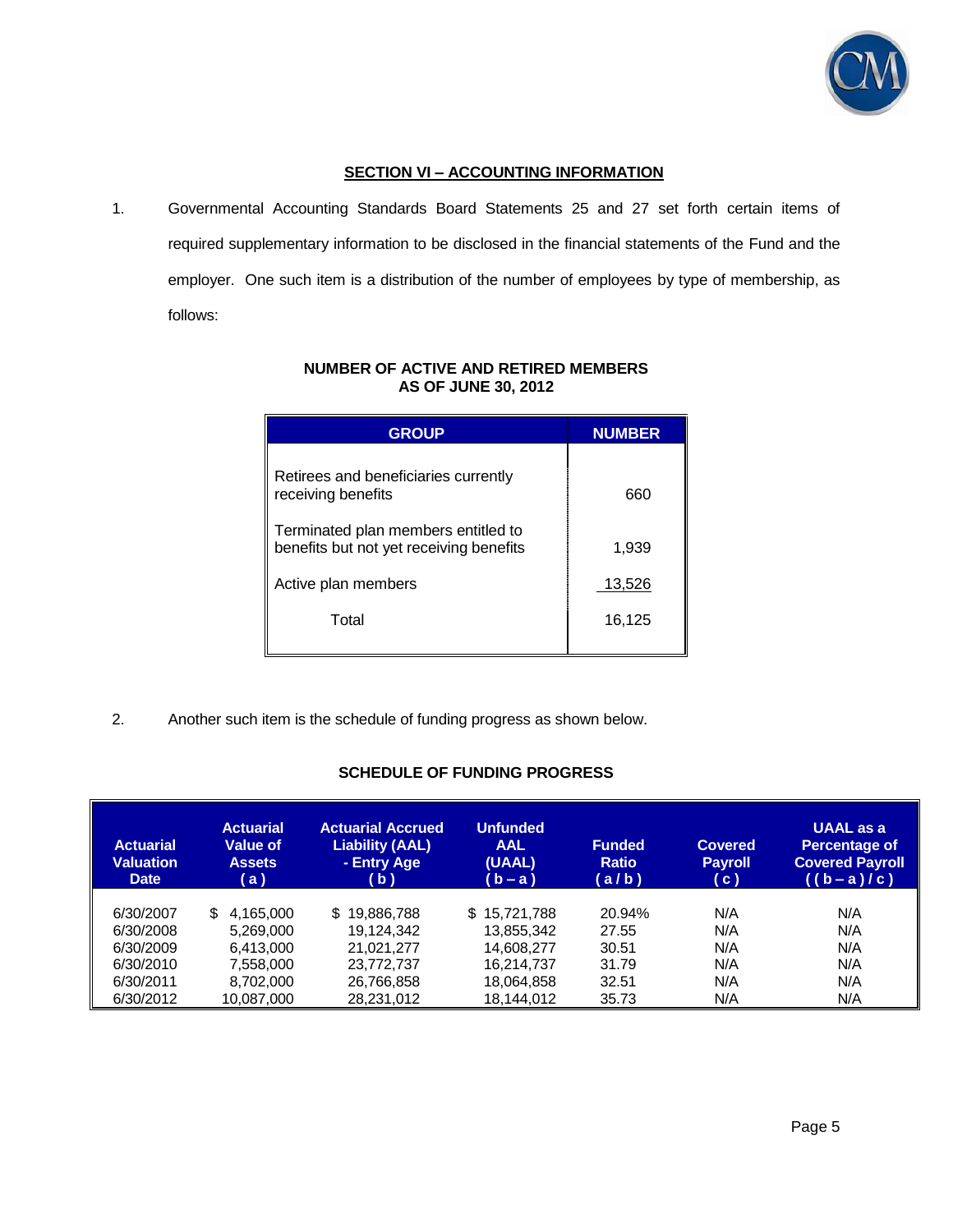## SECTION VI – ACCOUNTING INFORMATION

1. Governmental Accounting Standards Board Statements 25 and 27 set forth certain items of required supplementary information to be disclosed in the financial statements of the Fund and the employer. One such item is a distribution of the number of employees by type of membership, as follows:

**NUMBER OF ACTIVE AND RETIRED MEMBERS AS OF JUNE 30, 2012**

| GROUP | NUMBER |
|---|---|
| Retirees and beneficiaries currently receiving benefits | 660 |
| Terminated plan members entitled to benefits but not yet receiving benefits | 1,939 |
| Active plan members | 13,526 |
| Total | 16,125 |

2. Another such item is the schedule of funding progress as shown below.

**SCHEDULE OF FUNDING PROGRESS**

| Actuarial Valuation Date | Actuarial Value of Assets ( a ) | Actuarial Accrued Liability (AAL) - Entry Age ( b ) | Unfunded AAL (UAAL) ( b – a ) | Funded Ratio ( a / b ) | Covered Payroll ( c ) | UAAL as a Percentage of Covered Payroll ( ( b – a ) / c ) |
|---|---|---|---|---|---|---|
| 6/30/2007 | $ 4,165,000 | $ 19,886,788 | $ 15,721,788 | 20.94% | N/A | N/A |
| 6/30/2008 | 5,269,000 | 19,124,342 | 13,855,342 | 27.55 | N/A | N/A |
| 6/30/2009 | 6,413,000 | 21,021,277 | 14,608,277 | 30.51 | N/A | N/A |
| 6/30/2010 | 7,558,000 | 23,772,737 | 16,214,737 | 31.79 | N/A | N/A |
| 6/30/2011 | 8,702,000 | 26,766,858 | 18,064,858 | 32.51 | N/A | N/A |
| 6/30/2012 | 10,087,000 | 28,231,012 | 18,144,012 | 35.73 | N/A | N/A |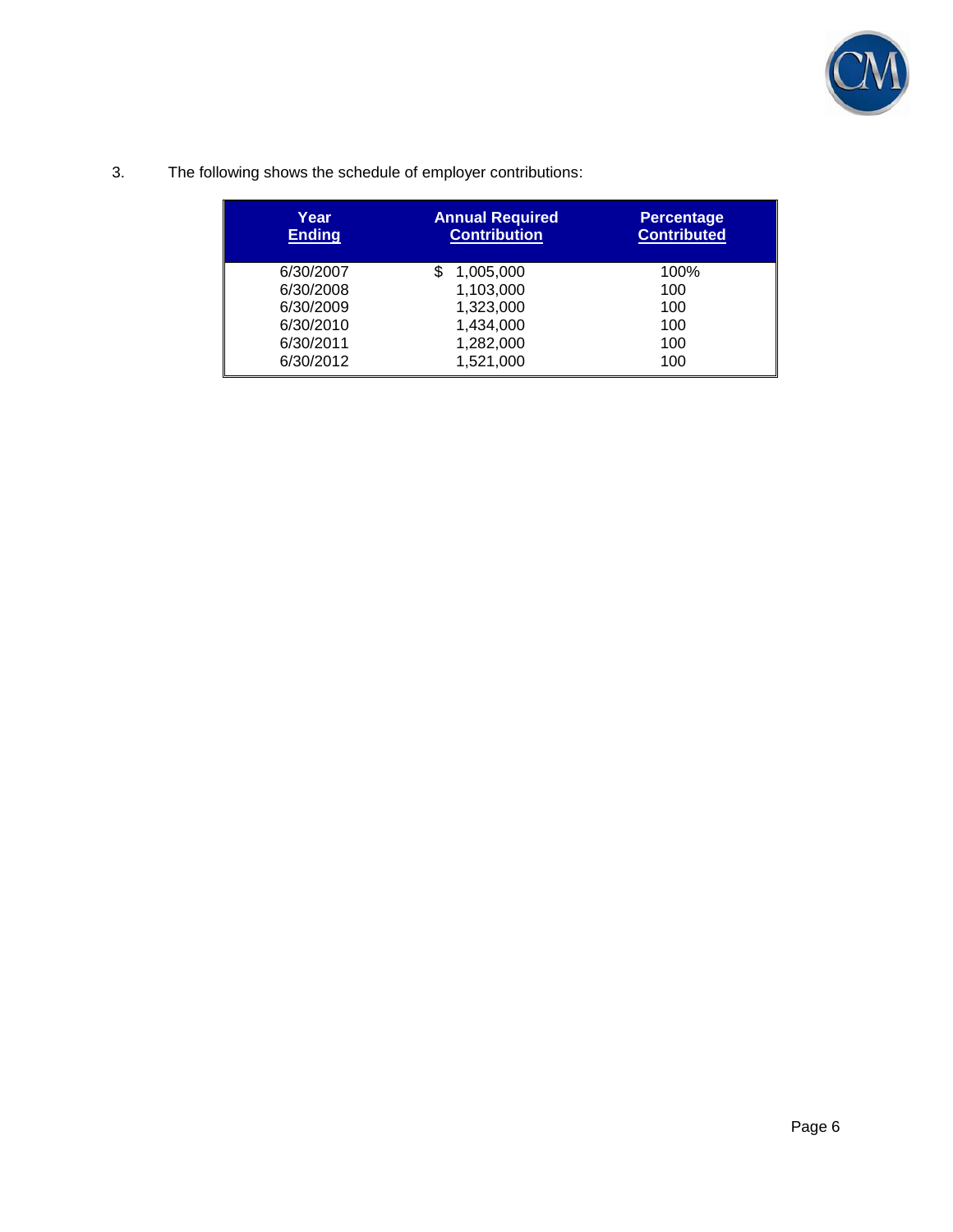3. The following shows the schedule of employer contributions:

| Year Ending | Annual Required Contribution | Percentage Contributed |
|---|---|---|
| 6/30/2007 | $ 1,005,000 | 100% |
| 6/30/2008 | 1,103,000 | 100 |
| 6/30/2009 | 1,323,000 | 100 |
| 6/30/2010 | 1,434,000 | 100 |
| 6/30/2011 | 1,282,000 | 100 |
| 6/30/2012 | 1,521,000 | 100 |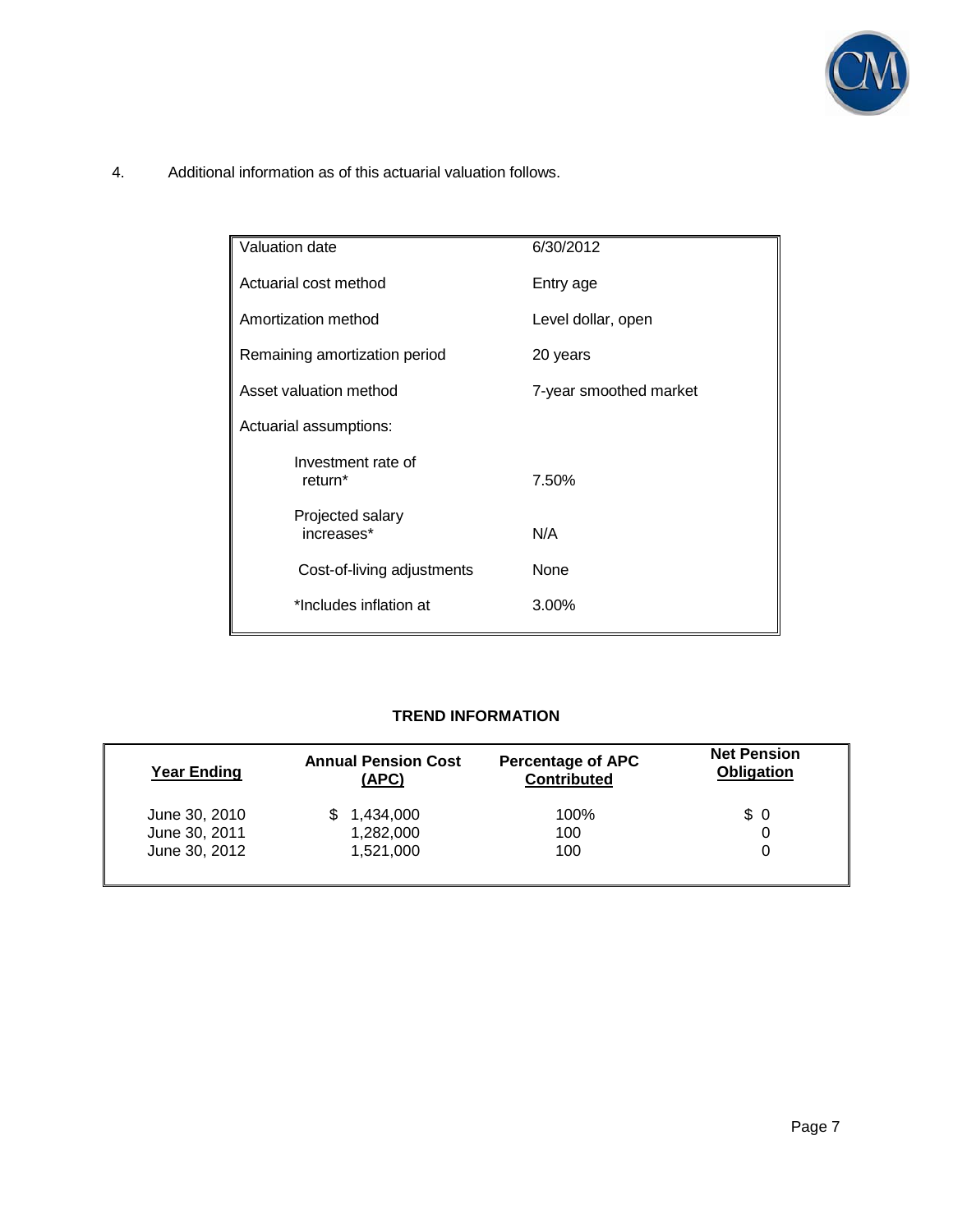4. Additional information as of this actuarial valuation follows.

| | |
|---|---|
| Valuation date | 6/30/2012 |
| Actuarial cost method | Entry age |
| Amortization method | Level dollar, open |
| Remaining amortization period | 20 years |
| Asset valuation method | 7-year smoothed market |
| Actuarial assumptions: | |
| Investment rate of return* | 7.50% |
| Projected salary increases* | N/A |
| Cost-of-living adjustments | None |
| *Includes inflation at | 3.00% |

**TREND INFORMATION**

| Year Ending | Annual Pension Cost (APC) | Percentage of APC Contributed | Net Pension Obligation |
|---|---|---|---|
| June 30, 2010 | $ 1,434,000 | 100% | $ 0 |
| June 30, 2011 | 1,282,000 | 100 | 0 |
| June 30, 2012 | 1,521,000 | 100 | 0 |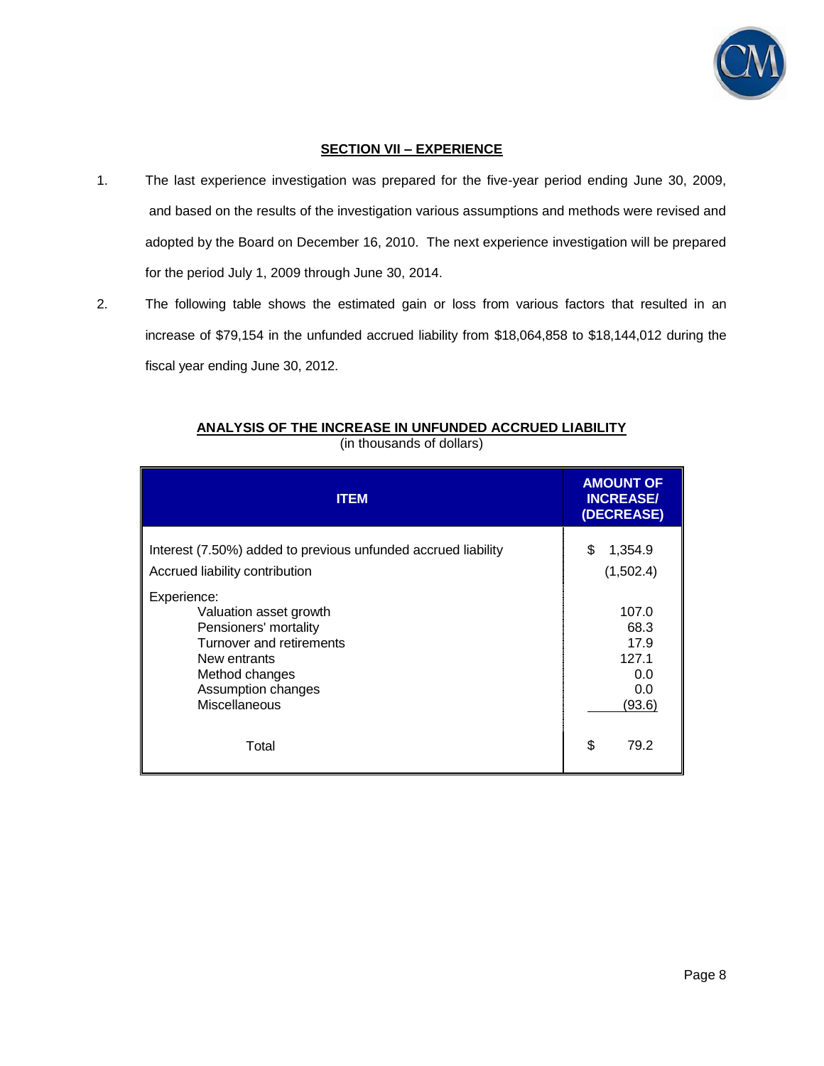## SECTION VII – EXPERIENCE

1. The last experience investigation was prepared for the five-year period ending June 30, 2009, and based on the results of the investigation various assumptions and methods were revised and adopted by the Board on December 16, 2010. The next experience investigation will be prepared for the period July 1, 2009 through June 30, 2014.

2. The following table shows the estimated gain or loss from various factors that resulted in an increase of $79,154 in the unfunded accrued liability from $18,064,858 to $18,144,012 during the fiscal year ending June 30, 2012.

**ANALYSIS OF THE INCREASE IN UNFUNDED ACCRUED LIABILITY**
(in thousands of dollars)

| ITEM | AMOUNT OF INCREASE/ (DECREASE) |
|---|---|
| Interest (7.50%) added to previous unfunded accrued liability | $ 1,354.9 |
| Accrued liability contribution | (1,502.4) |
| Experience: | |
| Valuation asset growth | 107.0 |
| Pensioners' mortality | 68.3 |
| Turnover and retirements | 17.9 |
| New entrants | 127.1 |
| Method changes | 0.0 |
| Assumption changes | 0.0 |
| Miscellaneous | (93.6) |
| Total | $ 79.2 |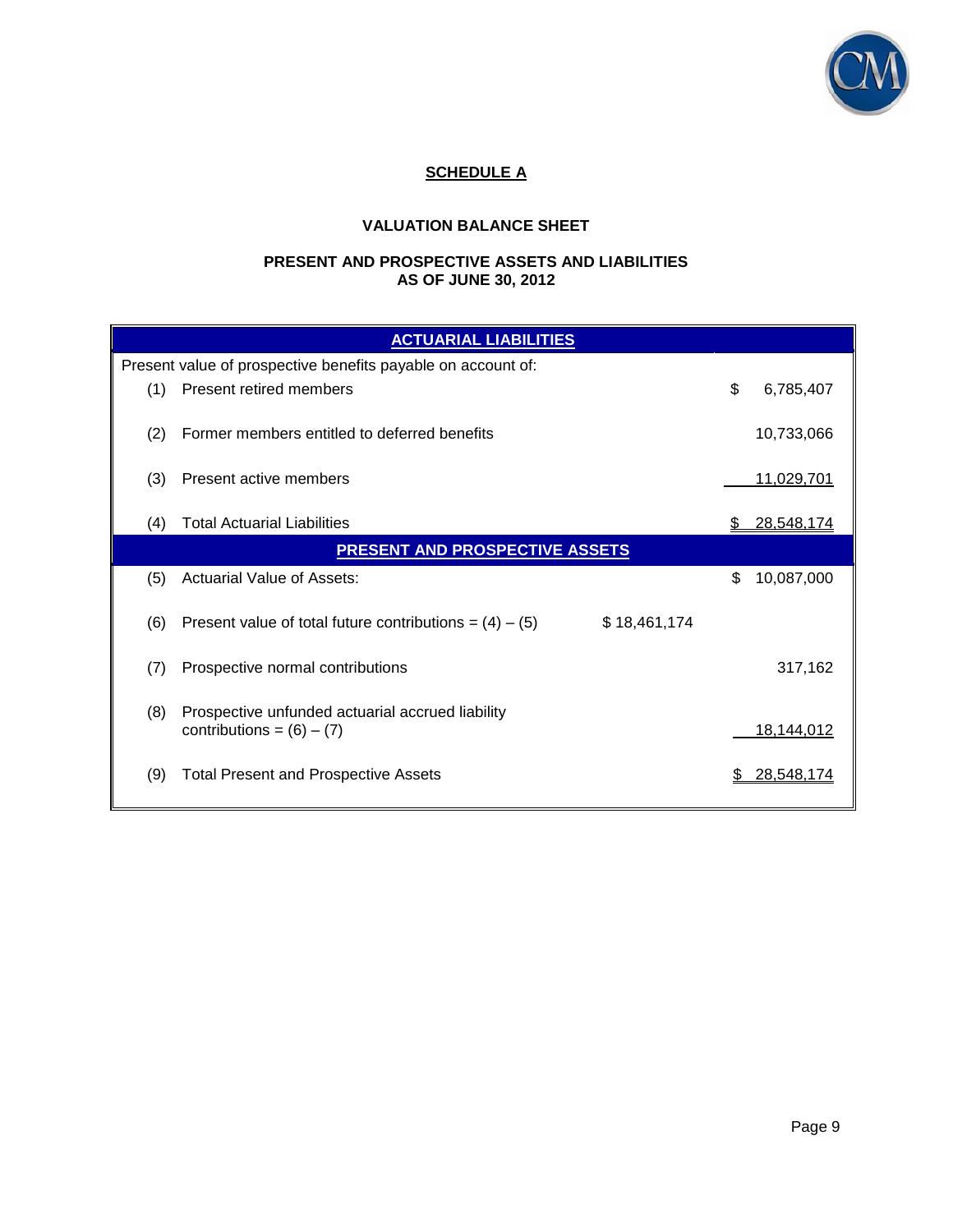## SCHEDULE A

### VALUATION BALANCE SHEET

### PRESENT AND PROSPECTIVE ASSETS AND LIABILITIES
### AS OF JUNE 30, 2012

| | ACTUARIAL LIABILITIES | | |
|---|---|---|---|
| | Present value of prospective benefits payable on account of: | | |
| (1) | Present retired members | | $ 6,785,407 |
| (2) | Former members entitled to deferred benefits | | 10,733,066 |
| (3) | Present active members | | 11,029,701 |
| (4) | Total Actuarial Liabilities | | $ 28,548,174 |
| | **PRESENT AND PROSPECTIVE ASSETS** | | |
| (5) | Actuarial Value of Assets: | | $ 10,087,000 |
| (6) | Present value of total future contributions = (4) – (5) | $ 18,461,174 | |
| (7) | Prospective normal contributions | | 317,162 |
| (8) | Prospective unfunded actuarial accrued liability contributions = (6) – (7) | | 18,144,012 |
| (9) | Total Present and Prospective Assets | | $ 28,548,174 |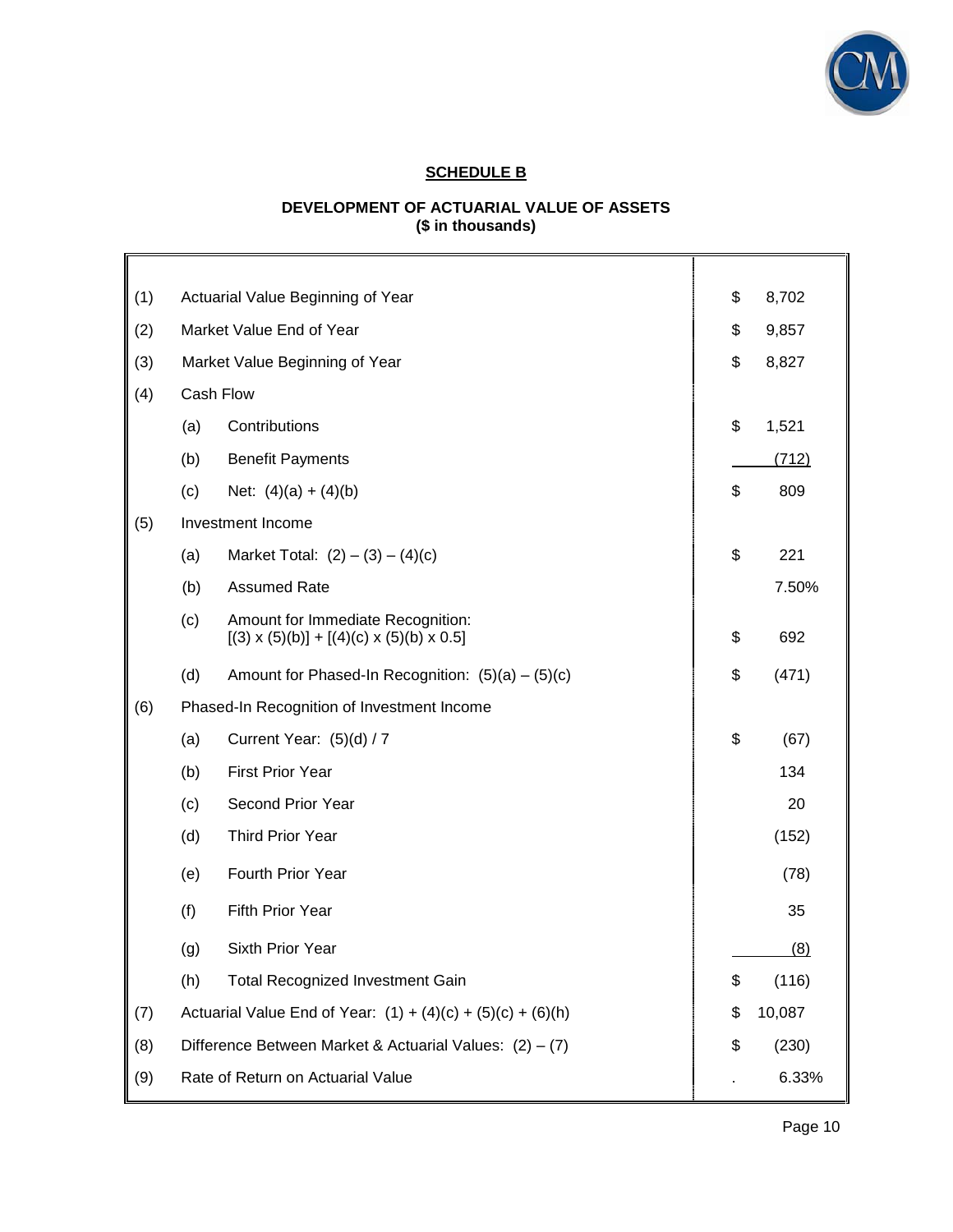## SCHEDULE B

### DEVELOPMENT OF ACTUARIAL VALUE OF ASSETS
### ($ in thousands)

| | | | | |
|---|---|---|---|---|
| (1) | Actuarial Value Beginning of Year | | $ | 8,702 |
| (2) | Market Value End of Year | | $ | 9,857 |
| (3) | Market Value Beginning of Year | | $ | 8,827 |
| (4) | Cash Flow | | | |
| | (a) | Contributions | $ | 1,521 |
| | (b) | Benefit Payments | | (712) |
| | (c) | Net: (4)(a) + (4)(b) | $ | 809 |
| (5) | Investment Income | | | |
| | (a) | Market Total: (2) – (3) – (4)(c) | $ | 221 |
| | (b) | Assumed Rate | | 7.50% |
| | (c) | Amount for Immediate Recognition: [(3) x (5)(b)] + [(4)(c) x (5)(b) x 0.5] | $ | 692 |
| | (d) | Amount for Phased-In Recognition: (5)(a) – (5)(c) | $ | (471) |
| (6) | Phased-In Recognition of Investment Income | | | |
| | (a) | Current Year: (5)(d) / 7 | $ | (67) |
| | (b) | First Prior Year | | 134 |
| | (c) | Second Prior Year | | 20 |
| | (d) | Third Prior Year | | (152) |
| | (e) | Fourth Prior Year | | (78) |
| | (f) | Fifth Prior Year | | 35 |
| | (g) | Sixth Prior Year | | (8) |
| | (h) | Total Recognized Investment Gain | $ | (116) |
| (7) | Actuarial Value End of Year: (1) + (4)(c) + (5)(c) + (6)(h) | | $ | 10,087 |
| (8) | Difference Between Market & Actuarial Values: (2) – (7) | | $ | (230) |
| (9) | Rate of Return on Actuarial Value | | | 6.33% |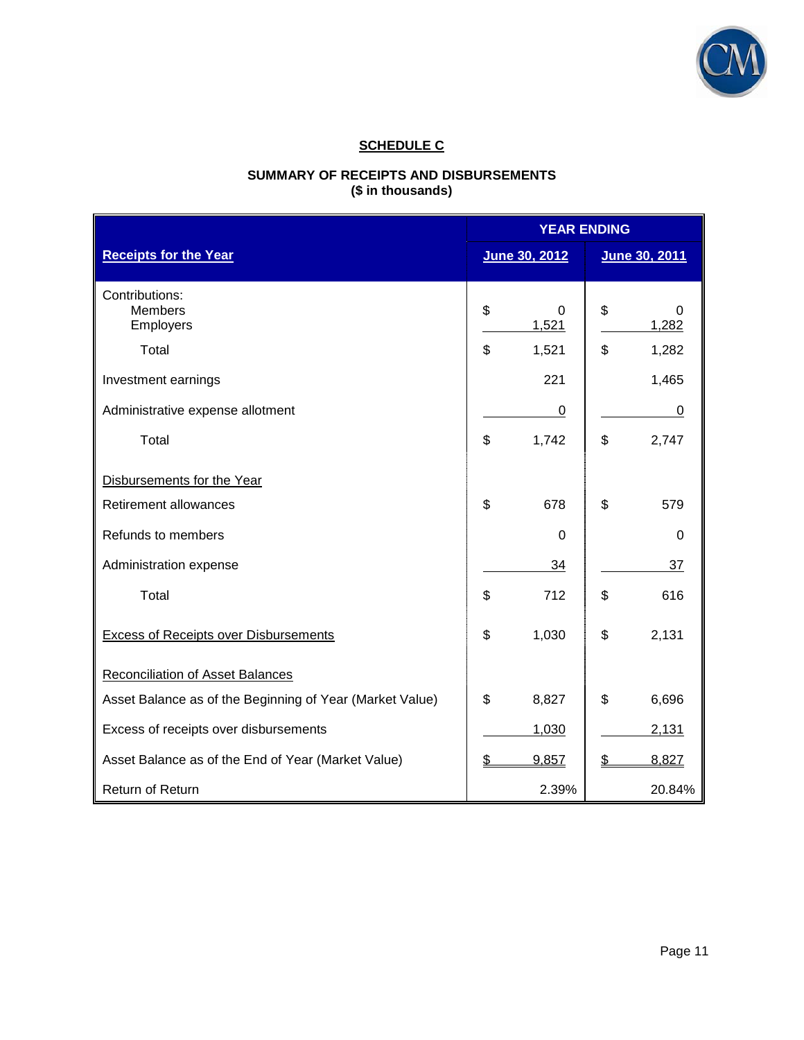## SCHEDULE C

### SUMMARY OF RECEIPTS AND DISBURSEMENTS
### ($ in thousands)

| | YEAR ENDING | |
|---|---|---|
| **Receipts for the Year** | **June 30, 2012** | **June 30, 2011** |
| Contributions: | | |
| Members | $ 0 | $ 0 |
| Employers | 1,521 | 1,282 |
| Total | $ 1,521 | $ 1,282 |
| Investment earnings | 221 | 1,465 |
| Administrative expense allotment | 0 | 0 |
| Total | $ 1,742 | $ 2,747 |
| Disbursements for the Year | | |
| Retirement allowances | $ 678 | $ 579 |
| Refunds to members | 0 | 0 |
| Administration expense | 34 | 37 |
| Total | $ 712 | $ 616 |
| Excess of Receipts over Disbursements | $ 1,030 | $ 2,131 |
| Reconciliation of Asset Balances | | |
| Asset Balance as of the Beginning of Year (Market Value) | $ 8,827 | $ 6,696 |
| Excess of receipts over disbursements | 1,030 | 2,131 |
| Asset Balance as of the End of Year (Market Value) | $ 9,857 | $ 8,827 |
| Return of Return | 2.39% | 20.84% |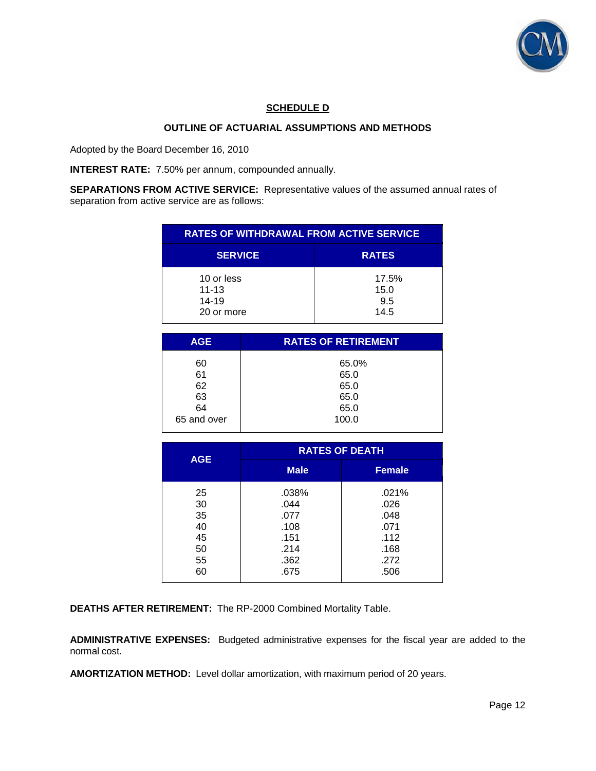## SCHEDULE D

### OUTLINE OF ACTUARIAL ASSUMPTIONS AND METHODS

Adopted by the Board December 16, 2010

**INTEREST RATE:** 7.50% per annum, compounded annually.

**SEPARATIONS FROM ACTIVE SERVICE:** Representative values of the assumed annual rates of separation from active service are as follows:

| RATES OF WITHDRAWAL FROM ACTIVE SERVICE | |
|---|---|
| **SERVICE** | **RATES** |
| 10 or less | 17.5% |
| 11-13 | 15.0 |
| 14-19 | 9.5 |
| 20 or more | 14.5 |

| AGE | RATES OF RETIREMENT |
|---|---|
| 60 | 65.0% |
| 61 | 65.0 |
| 62 | 65.0 |
| 63 | 65.0 |
| 64 | 65.0 |
| 65 and over | 100.0 |

| AGE | RATES OF DEATH | |
|---|---|---|
| | **Male** | **Female** |
| 25 | .038% | .021% |
| 30 | .044 | .026 |
| 35 | .077 | .048 |
| 40 | .108 | .071 |
| 45 | .151 | .112 |
| 50 | .214 | .168 |
| 55 | .362 | .272 |
| 60 | .675 | .506 |

**DEATHS AFTER RETIREMENT:** The RP-2000 Combined Mortality Table.

**ADMINISTRATIVE EXPENSES:** Budgeted administrative expenses for the fiscal year are added to the normal cost.

**AMORTIZATION METHOD:** Level dollar amortization, with maximum period of 20 years.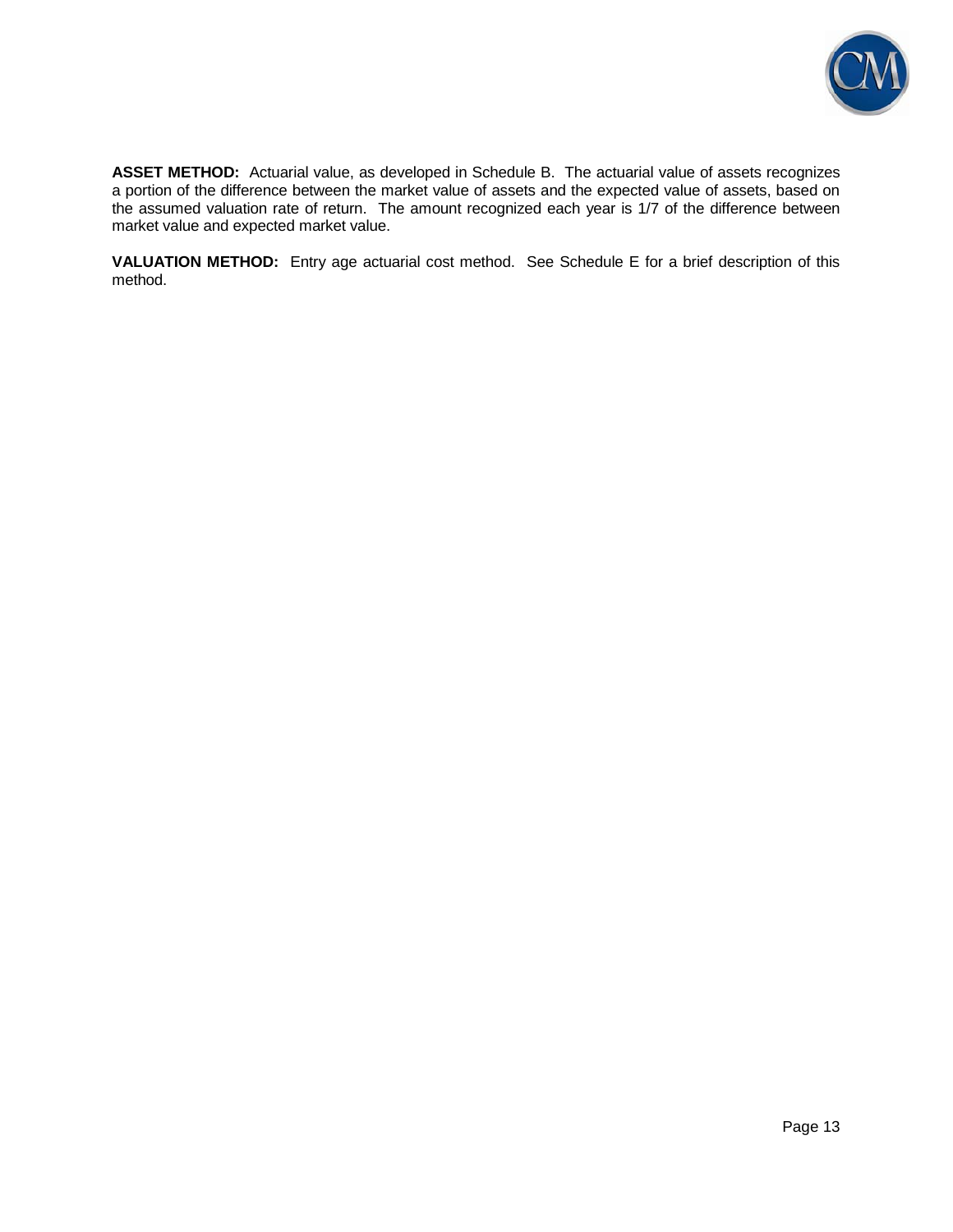**ASSET METHOD:** Actuarial value, as developed in Schedule B. The actuarial value of assets recognizes a portion of the difference between the market value of assets and the expected value of assets, based on the assumed valuation rate of return. The amount recognized each year is 1/7 of the difference between market value and expected market value.

**VALUATION METHOD:** Entry age actuarial cost method. See Schedule E for a brief description of this method.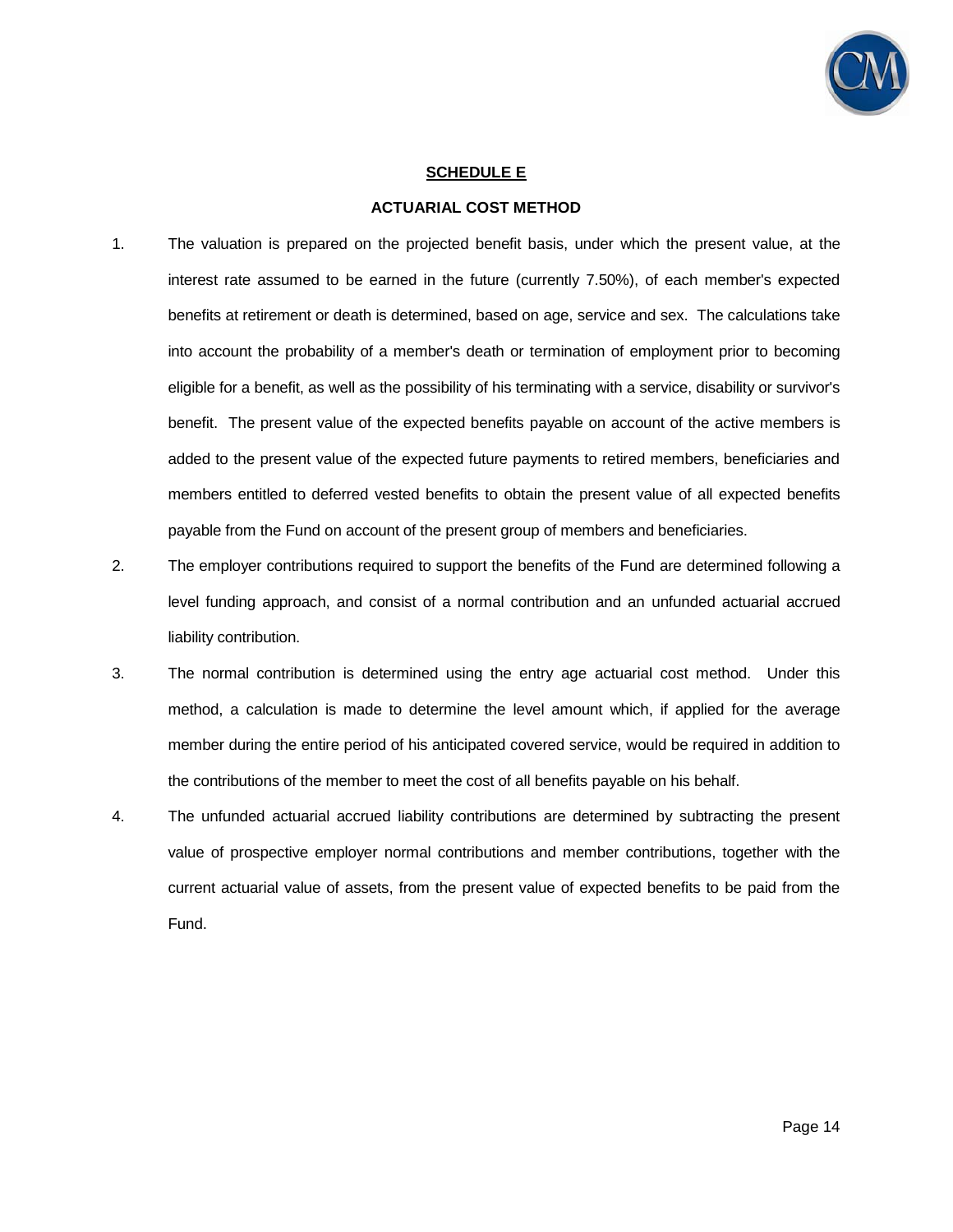## SCHEDULE E

### ACTUARIAL COST METHOD

1. The valuation is prepared on the projected benefit basis, under which the present value, at the interest rate assumed to be earned in the future (currently 7.50%), of each member's expected benefits at retirement or death is determined, based on age, service and sex. The calculations take into account the probability of a member's death or termination of employment prior to becoming eligible for a benefit, as well as the possibility of his terminating with a service, disability or survivor's benefit. The present value of the expected benefits payable on account of the active members is added to the present value of the expected future payments to retired members, beneficiaries and members entitled to deferred vested benefits to obtain the present value of all expected benefits payable from the Fund on account of the present group of members and beneficiaries.

2. The employer contributions required to support the benefits of the Fund are determined following a level funding approach, and consist of a normal contribution and an unfunded actuarial accrued liability contribution.

3. The normal contribution is determined using the entry age actuarial cost method. Under this method, a calculation is made to determine the level amount which, if applied for the average member during the entire period of his anticipated covered service, would be required in addition to the contributions of the member to meet the cost of all benefits payable on his behalf.

4. The unfunded actuarial accrued liability contributions are determined by subtracting the present value of prospective employer normal contributions and member contributions, together with the current actuarial value of assets, from the present value of expected benefits to be paid from the Fund.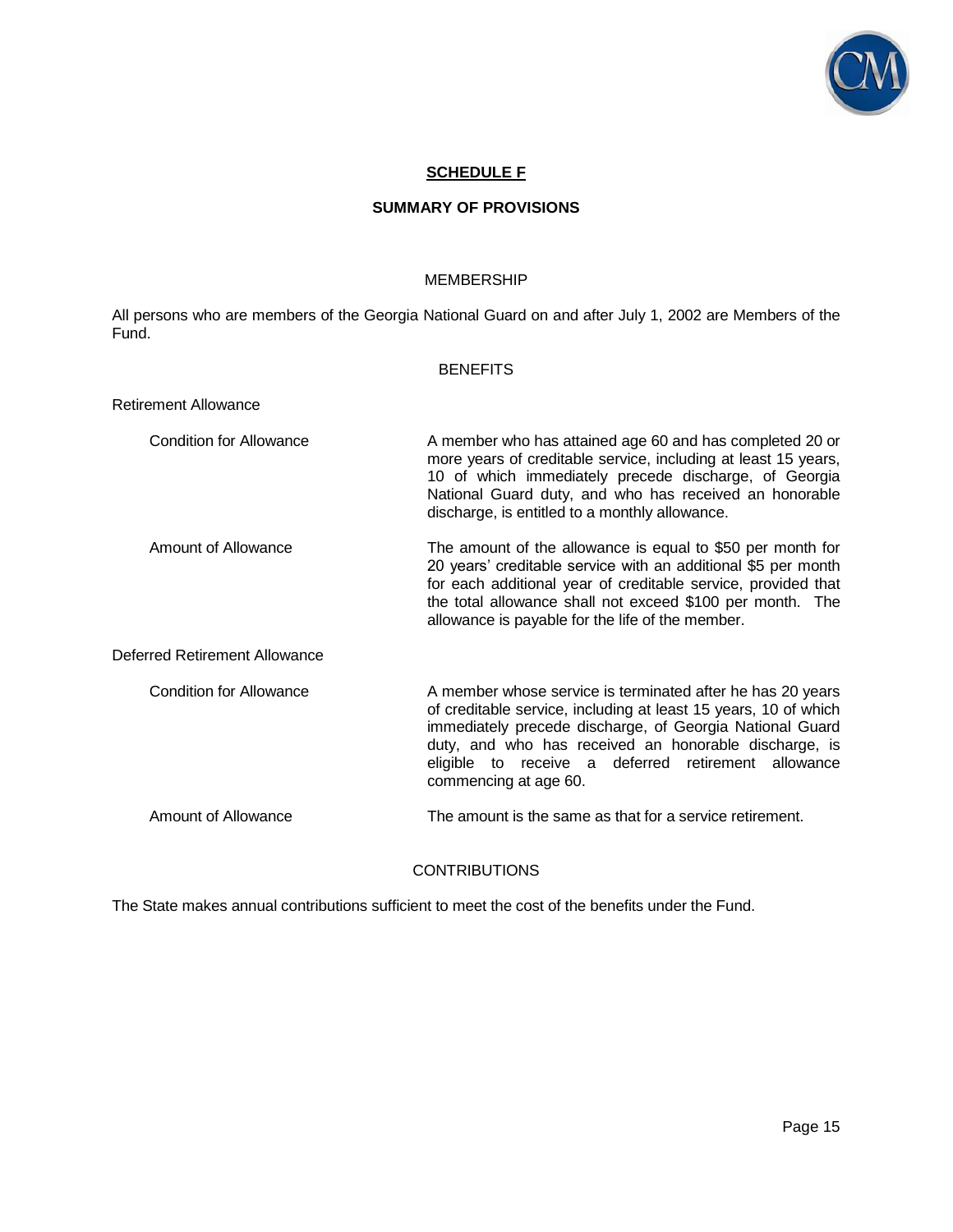## SCHEDULE F

### SUMMARY OF PROVISIONS

#### MEMBERSHIP

All persons who are members of the Georgia National Guard on and after July 1, 2002 are Members of the Fund.

#### BENEFITS

Retirement Allowance

| | |
|---|---|
| Condition for Allowance | A member who has attained age 60 and has completed 20 or more years of creditable service, including at least 15 years, 10 of which immediately precede discharge, of Georgia National Guard duty, and who has received an honorable discharge, is entitled to a monthly allowance. |
| Amount of Allowance | The amount of the allowance is equal to $50 per month for 20 years' creditable service with an additional $5 per month for each additional year of creditable service, provided that the total allowance shall not exceed $100 per month. The allowance is payable for the life of the member. |

Deferred Retirement Allowance

| | |
|---|---|
| Condition for Allowance | A member whose service is terminated after he has 20 years of creditable service, including at least 15 years, 10 of which immediately precede discharge, of Georgia National Guard duty, and who has received an honorable discharge, is eligible to receive a deferred retirement allowance commencing at age 60. |
| Amount of Allowance | The amount is the same as that for a service retirement. |

#### CONTRIBUTIONS

The State makes annual contributions sufficient to meet the cost of the benefits under the Fund.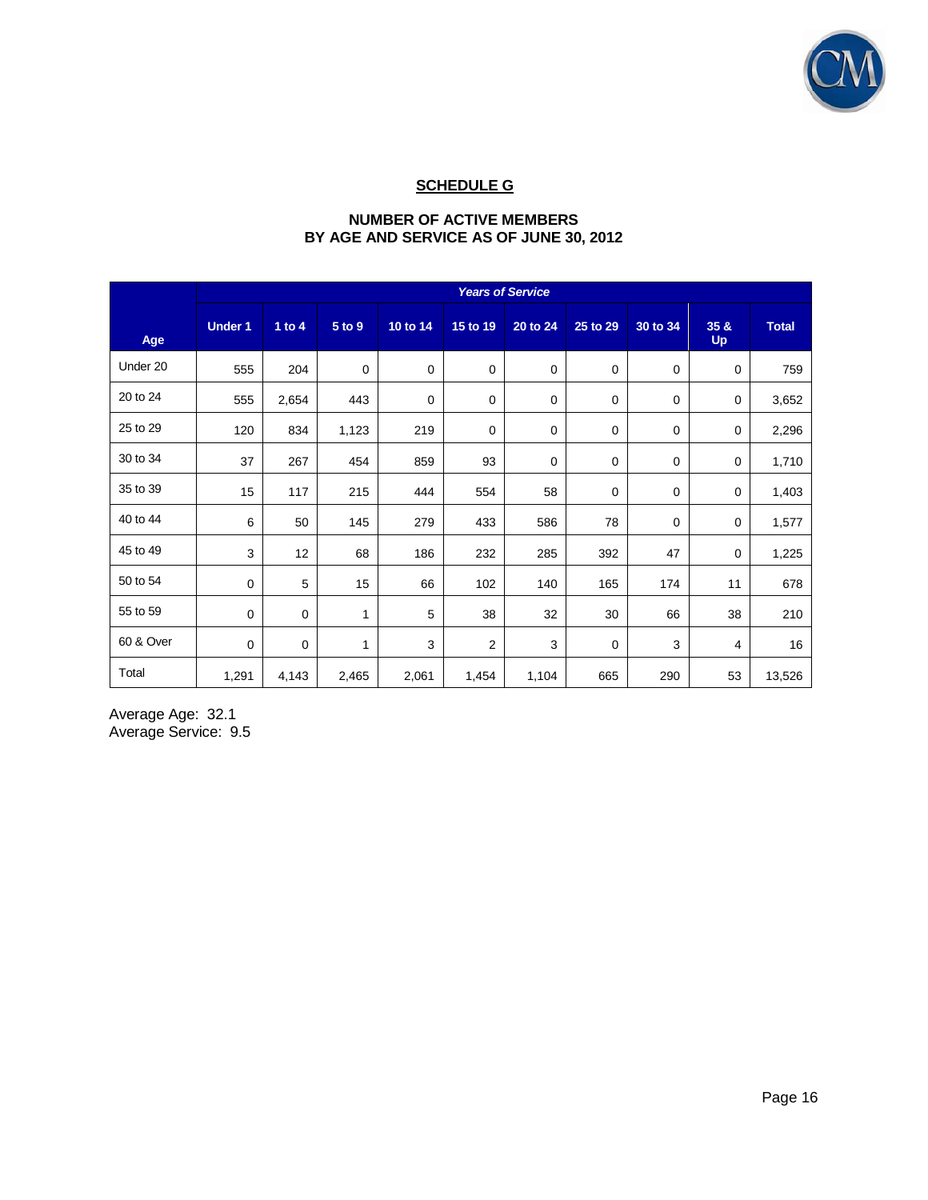## SCHEDULE G

### NUMBER OF ACTIVE MEMBERS BY AGE AND SERVICE AS OF JUNE 30, 2012

| | *Years of Service* | | | | | | | | | |
|---|---|---|---|---|---|---|---|---|---|---|
| Age | Under 1 | 1 to 4 | 5 to 9 | 10 to 14 | 15 to 19 | 20 to 24 | 25 to 29 | 30 to 34 | 35 & Up | Total |
| Under 20 | 555 | 204 | 0 | 0 | 0 | 0 | 0 | 0 | 0 | 759 |
| 20 to 24 | 555 | 2,654 | 443 | 0 | 0 | 0 | 0 | 0 | 0 | 3,652 |
| 25 to 29 | 120 | 834 | 1,123 | 219 | 0 | 0 | 0 | 0 | 0 | 2,296 |
| 30 to 34 | 37 | 267 | 454 | 859 | 93 | 0 | 0 | 0 | 0 | 1,710 |
| 35 to 39 | 15 | 117 | 215 | 444 | 554 | 58 | 0 | 0 | 0 | 1,403 |
| 40 to 44 | 6 | 50 | 145 | 279 | 433 | 586 | 78 | 0 | 0 | 1,577 |
| 45 to 49 | 3 | 12 | 68 | 186 | 232 | 285 | 392 | 47 | 0 | 1,225 |
| 50 to 54 | 0 | 5 | 15 | 66 | 102 | 140 | 165 | 174 | 11 | 678 |
| 55 to 59 | 0 | 0 | 1 | 5 | 38 | 32 | 30 | 66 | 38 | 210 |
| 60 & Over | 0 | 0 | 1 | 3 | 2 | 3 | 0 | 3 | 4 | 16 |
| Total | 1,291 | 4,143 | 2,465 | 2,061 | 1,454 | 1,104 | 665 | 290 | 53 | 13,526 |

Average Age: 32.1
Average Service: 9.5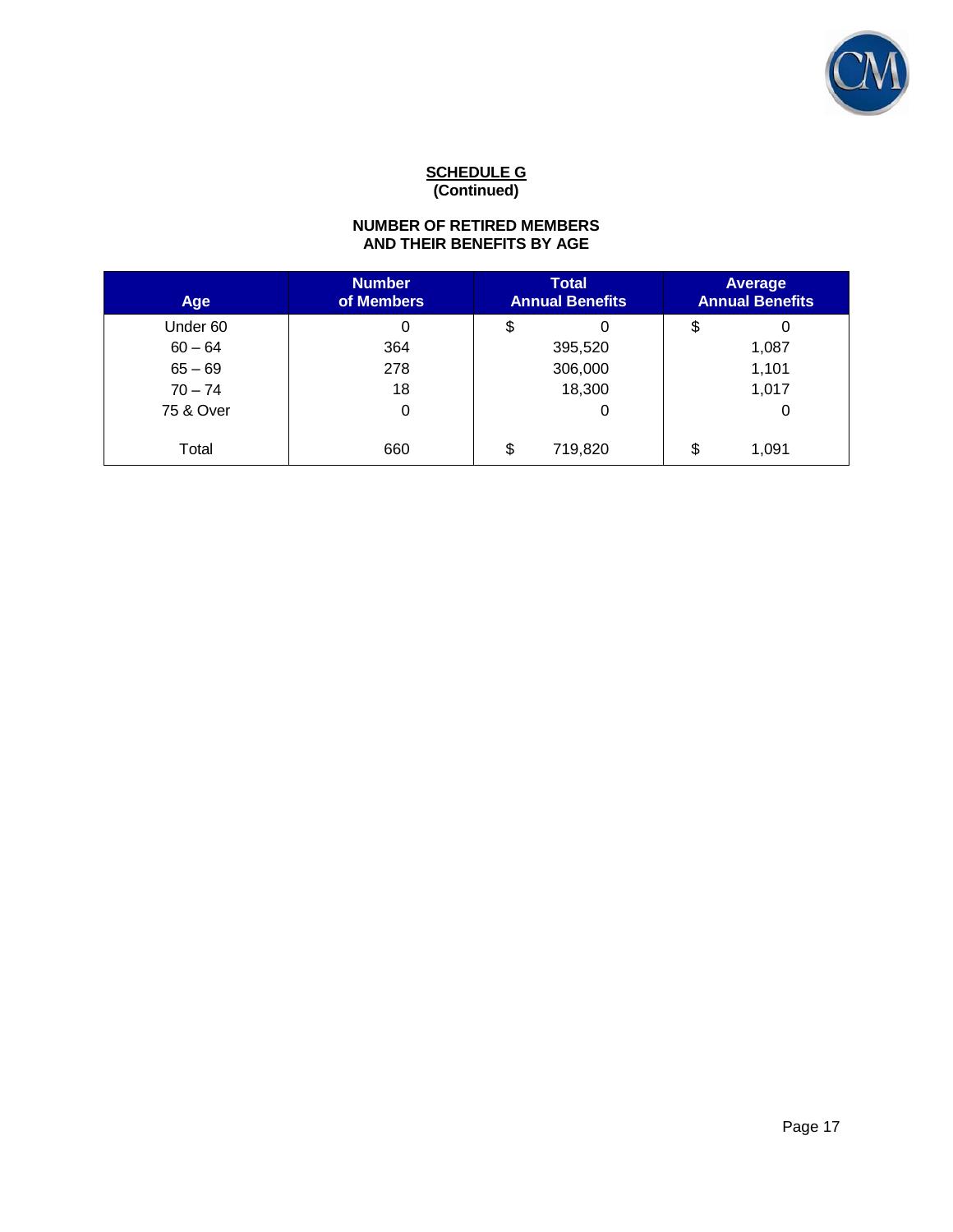**SCHEDULE G**
**(Continued)**

**NUMBER OF RETIRED MEMBERS**
**AND THEIR BENEFITS BY AGE**

| Age | Number of Members | Total Annual Benefits | Average Annual Benefits |
|---|---|---|---|
| Under 60 | 0 | $ 0 | $ 0 |
| 60 – 64 | 364 | 395,520 | 1,087 |
| 65 – 69 | 278 | 306,000 | 1,101 |
| 70 – 74 | 18 | 18,300 | 1,017 |
| 75 & Over | 0 | 0 | 0 |
| Total | 660 | $ 719,820 | $ 1,091 |